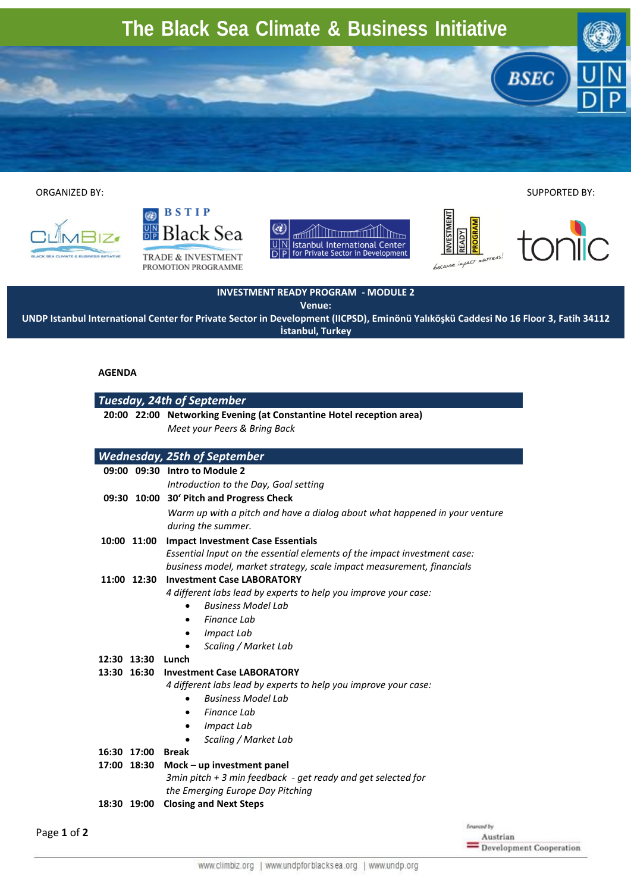# The Black Sea Climate & Business Initiative

ORGANIZED BY: SUPPORTED BY:

**INVESTMENT READY PROGRAM - MODULE 2**

**Venue:**

**UNDP Istanbul International Center for Private Sector in Development (IICPSD), Eminönü Yalıköşkü Caddesi No 16 Floor 3, Fatih 34112 İstanbul, Turkey**

## AGENDA

### *Tuesday, 24th of September*

**20:00 22:00 Networking Evening (at Constantine Hotel reception area)**
*Meet your Peers & Bring Back*

### *Wednesday, 25th of September*

**09:00 09:30 Intro to Module 2**
*Introduction to the Day, Goal setting*

**09:30 10:00 30' Pitch and Progress Check**
*Warm up with a pitch and have a dialog about what happened in your venture during the summer.*

**10:00 11:00 Impact Investment Case Essentials**
*Essential Input on the essential elements of the impact investment case: business model, market strategy, scale impact measurement, financials*

**11:00 12:30 Investment Case LABORATORY**
*4 different labs lead by experts to help you improve your case:*

- *Business Model Lab*
- *Finance Lab*
- *Impact Lab*
- *Scaling / Market Lab*

**12:30 13:30 Lunch**

**13:30 16:30 Investment Case LABORATORY**
*4 different labs lead by experts to help you improve your case:*

- *Business Model Lab*
- *Finance Lab*
- *Impact Lab*
- *Scaling / Market Lab*

**16:30 17:00 Break**

**17:00 18:30 Mock – up investment panel**
*3min pitch + 3 min feedback - get ready and get selected for the Emerging Europe Day Pitching*

**18:30 19:00 Closing and Next Steps**

financed by Austrian Development Cooperation

www.climbiz.org | www.undpforblacksea.org | www.undp.org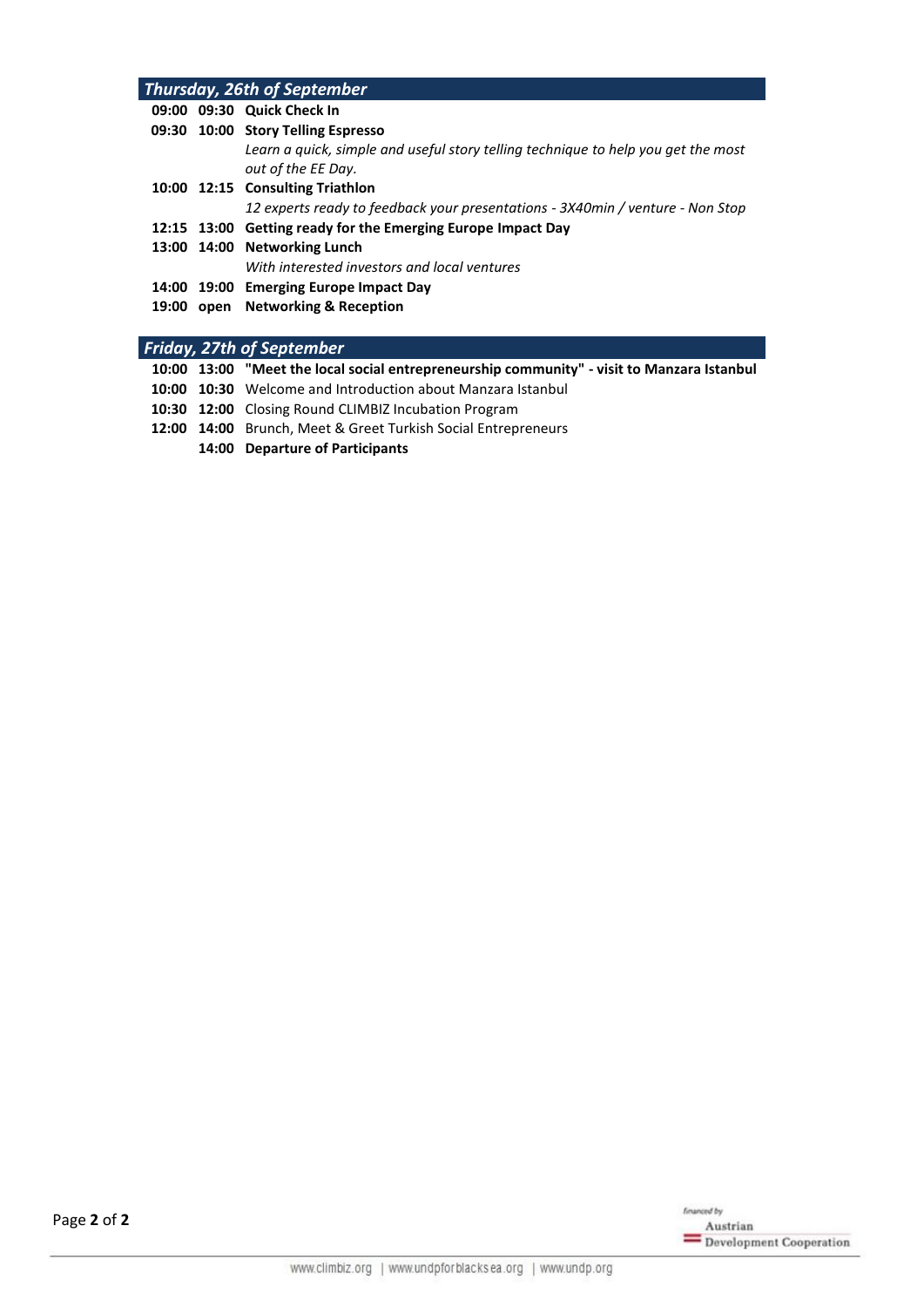## *Thursday, 26th of September*

| | | |
|---|---|---|
| **09:00** | **09:30** | **Quick Check In** |
| **09:30** | **10:00** | **Story Telling Espresso** |
| | | *Learn a quick, simple and useful story telling technique to help you get the most out of the EE Day.* |
| **10:00** | **12:15** | **Consulting Triathlon** |
| | | *12 experts ready to feedback your presentations - 3X40min / venture - Non Stop* |
| **12:15** | **13:00** | **Getting ready for the Emerging Europe Impact Day** |
| **13:00** | **14:00** | **Networking Lunch** |
| | | *With interested investors and local ventures* |
| **14:00** | **19:00** | **Emerging Europe Impact Day** |
| **19:00** | **open** | **Networking & Reception** |

## *Friday, 27th of September*

| | | |
|---|---|---|
| **10:00** | **13:00** | **"Meet the local social entrepreneurship community" - visit to Manzara Istanbul** |
| **10:00** | **10:30** | Welcome and Introduction about Manzara Istanbul |
| **10:30** | **12:00** | Closing Round CLIMBIZ Incubation Program |
| **12:00** | **14:00** | Brunch, Meet & Greet Turkish Social Entrepreneurs |
| | **14:00** | **Departure of Participants** |

financed by Austrian Development Cooperation

www.climbiz.org | www.undpforblacksea.org | www.undp.org